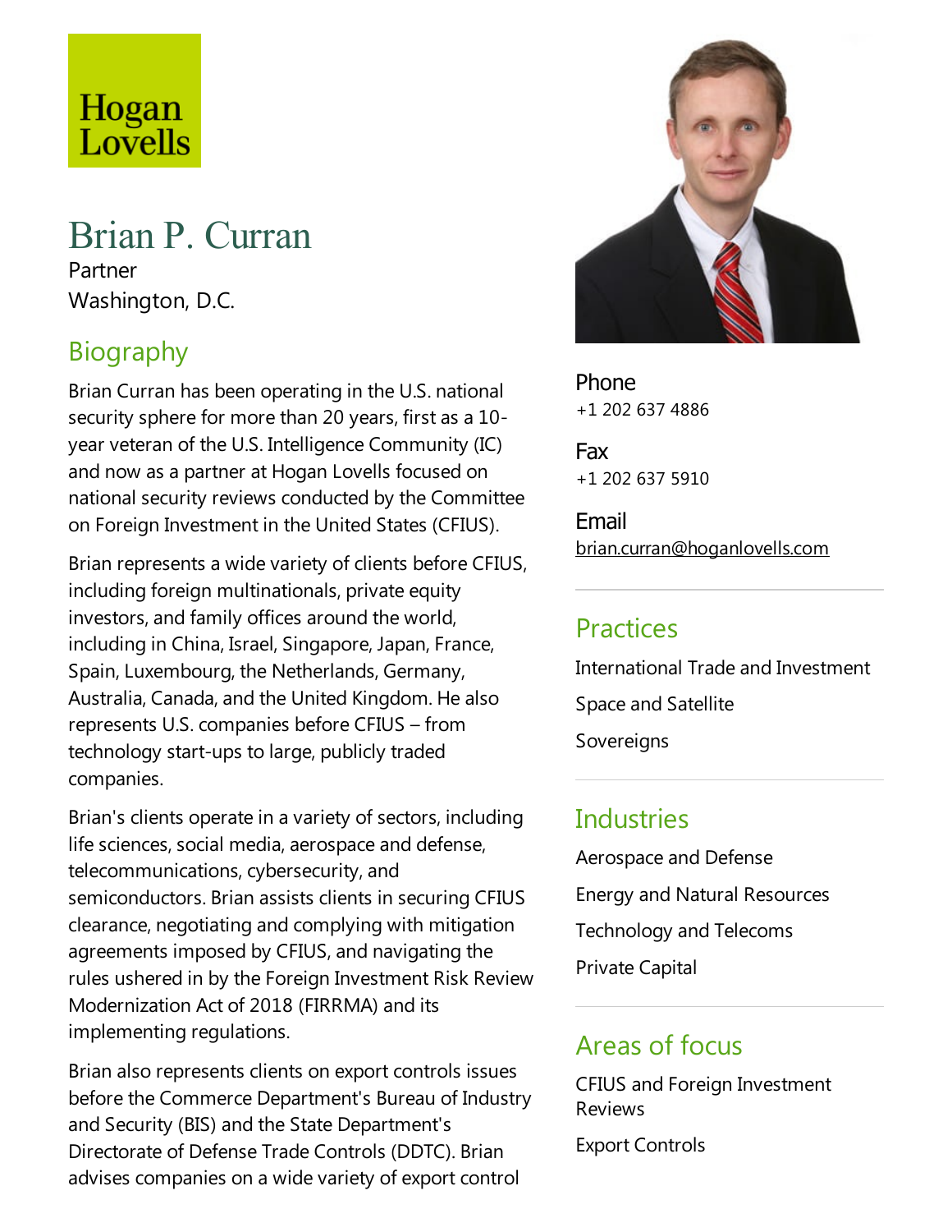Hogan Lovells

# Brian P. Curran

Partner

Washington, D.C.

## Biography

Brian Curran has been operating in the U.S. national security sphere for more than 20 years, first as a 10-year veteran of the U.S. Intelligence Community (IC) and now as a partner at Hogan Lovells focused on national security reviews conducted by the Committee on Foreign Investment in the United States (CFIUS).

Brian represents a wide variety of clients before CFIUS, including foreign multinationals, private equity investors, and family offices around the world, including in China, Israel, Singapore, Japan, France, Spain, Luxembourg, the Netherlands, Germany, Australia, Canada, and the United Kingdom. He also represents U.S. companies before CFIUS – from technology start-ups to large, publicly traded companies.

Brian's clients operate in a variety of sectors, including life sciences, social media, aerospace and defense, telecommunications, cybersecurity, and semiconductors. Brian assists clients in securing CFIUS clearance, negotiating and complying with mitigation agreements imposed by CFIUS, and navigating the rules ushered in by the Foreign Investment Risk Review Modernization Act of 2018 (FIRRMA) and its implementing regulations.

Brian also represents clients on export controls issues before the Commerce Department's Bureau of Industry and Security (BIS) and the State Department's Directorate of Defense Trade Controls (DDTC). Brian advises companies on a wide variety of export control

Phone
+1 202 637 4886

Fax
+1 202 637 5910

Email
brian.curran@hoganlovells.com

## Practices

International Trade and Investment

Space and Satellite

Sovereigns

## Industries

Aerospace and Defense

Energy and Natural Resources

Technology and Telecoms

Private Capital

## Areas of focus

CFIUS and Foreign Investment Reviews

Export Controls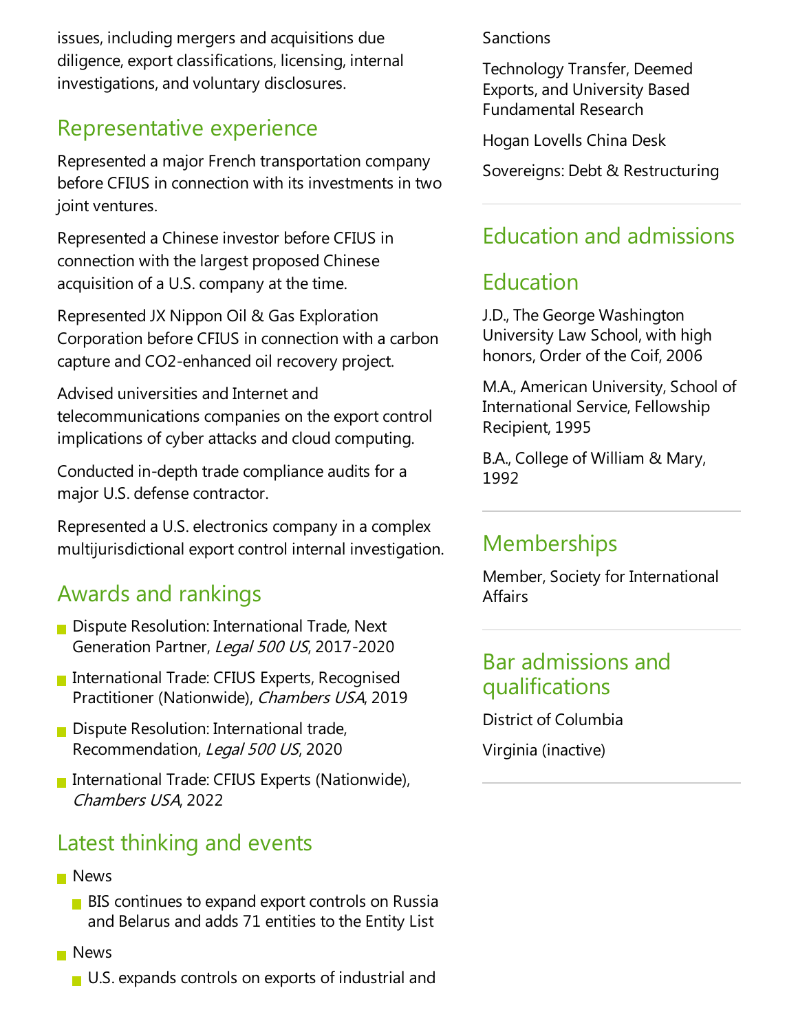issues, including mergers and acquisitions due diligence, export classifications, licensing, internal investigations, and voluntary disclosures.

## Representative experience

Represented a major French transportation company before CFIUS in connection with its investments in two joint ventures.

Represented a Chinese investor before CFIUS in connection with the largest proposed Chinese acquisition of a U.S. company at the time.

Represented JX Nippon Oil & Gas Exploration Corporation before CFIUS in connection with a carbon capture and CO2-enhanced oil recovery project.

Advised universities and Internet and telecommunications companies on the export control implications of cyber attacks and cloud computing.

Conducted in-depth trade compliance audits for a major U.S. defense contractor.

Represented a U.S. electronics company in a complex multijurisdictional export control internal investigation.

## Awards and rankings

- Dispute Resolution: International Trade, Next Generation Partner, *Legal 500 US*, 2017-2020
- International Trade: CFIUS Experts, Recognised Practitioner (Nationwide), *Chambers USA*, 2019
- Dispute Resolution: International trade, Recommendation, *Legal 500 US*, 2020
- International Trade: CFIUS Experts (Nationwide), *Chambers USA*, 2022

## Latest thinking and events

- News
  - BIS continues to expand export controls on Russia and Belarus and adds 71 entities to the Entity List
- News
  - U.S. expands controls on exports of industrial and

Sanctions

Technology Transfer, Deemed Exports, and University Based Fundamental Research

Hogan Lovells China Desk

Sovereigns: Debt & Restructuring

## Education and admissions

## Education

J.D., The George Washington University Law School, with high honors, Order of the Coif, 2006

M.A., American University, School of International Service, Fellowship Recipient, 1995

B.A., College of William & Mary, 1992

## Memberships

Member, Society for International Affairs

## Bar admissions and qualifications

District of Columbia

Virginia (inactive)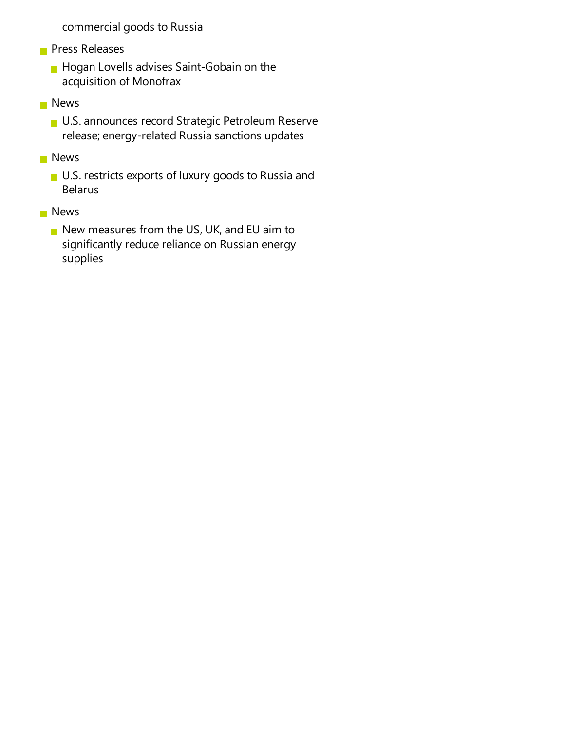commercial goods to Russia

- Press Releases
  - Hogan Lovells advises Saint-Gobain on the acquisition of Monofrax
- News
  - U.S. announces record Strategic Petroleum Reserve release; energy-related Russia sanctions updates
- News
  - U.S. restricts exports of luxury goods to Russia and Belarus
- News
  - New measures from the US, UK, and EU aim to significantly reduce reliance on Russian energy supplies